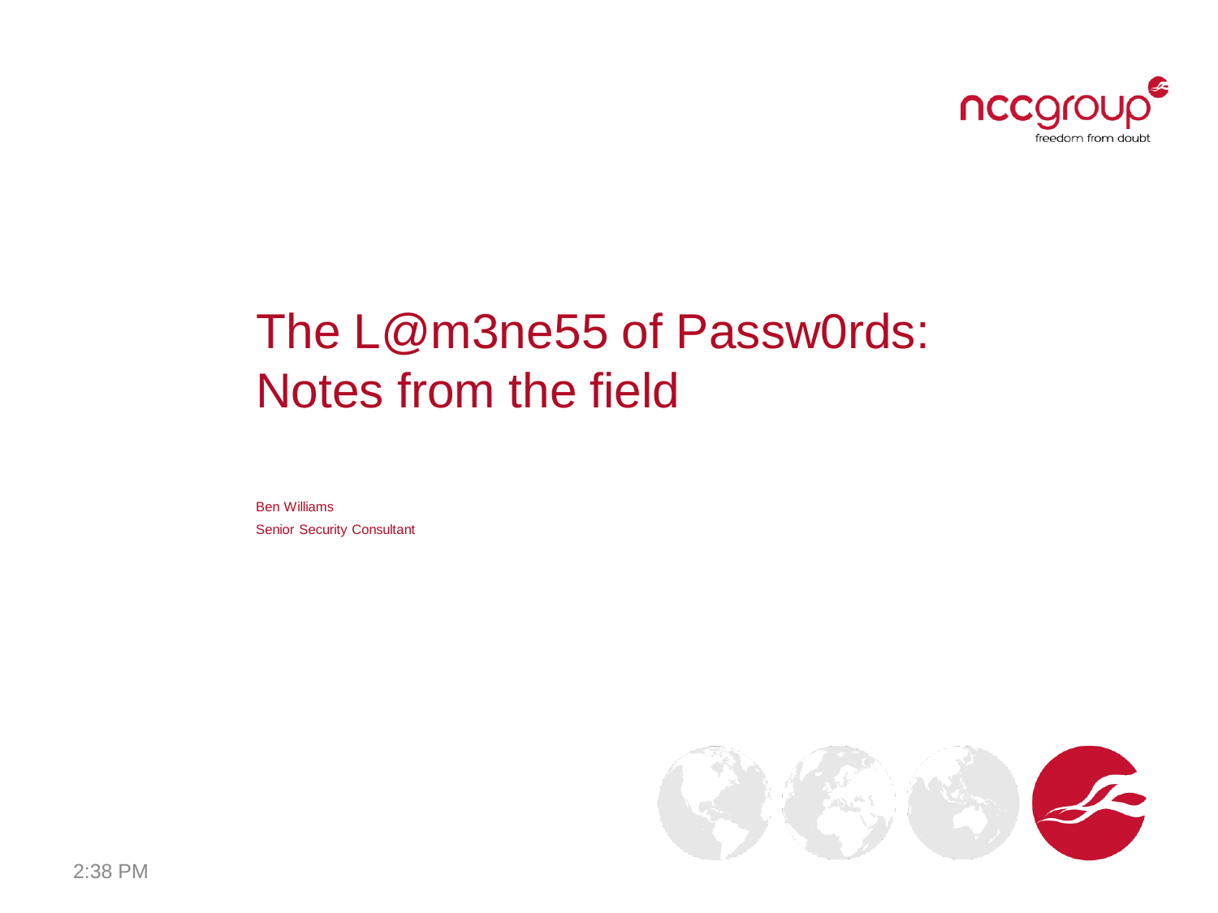# The L@m3ne55 of Passw0rds: Notes from the field

Ben Williams

Senior Security Consultant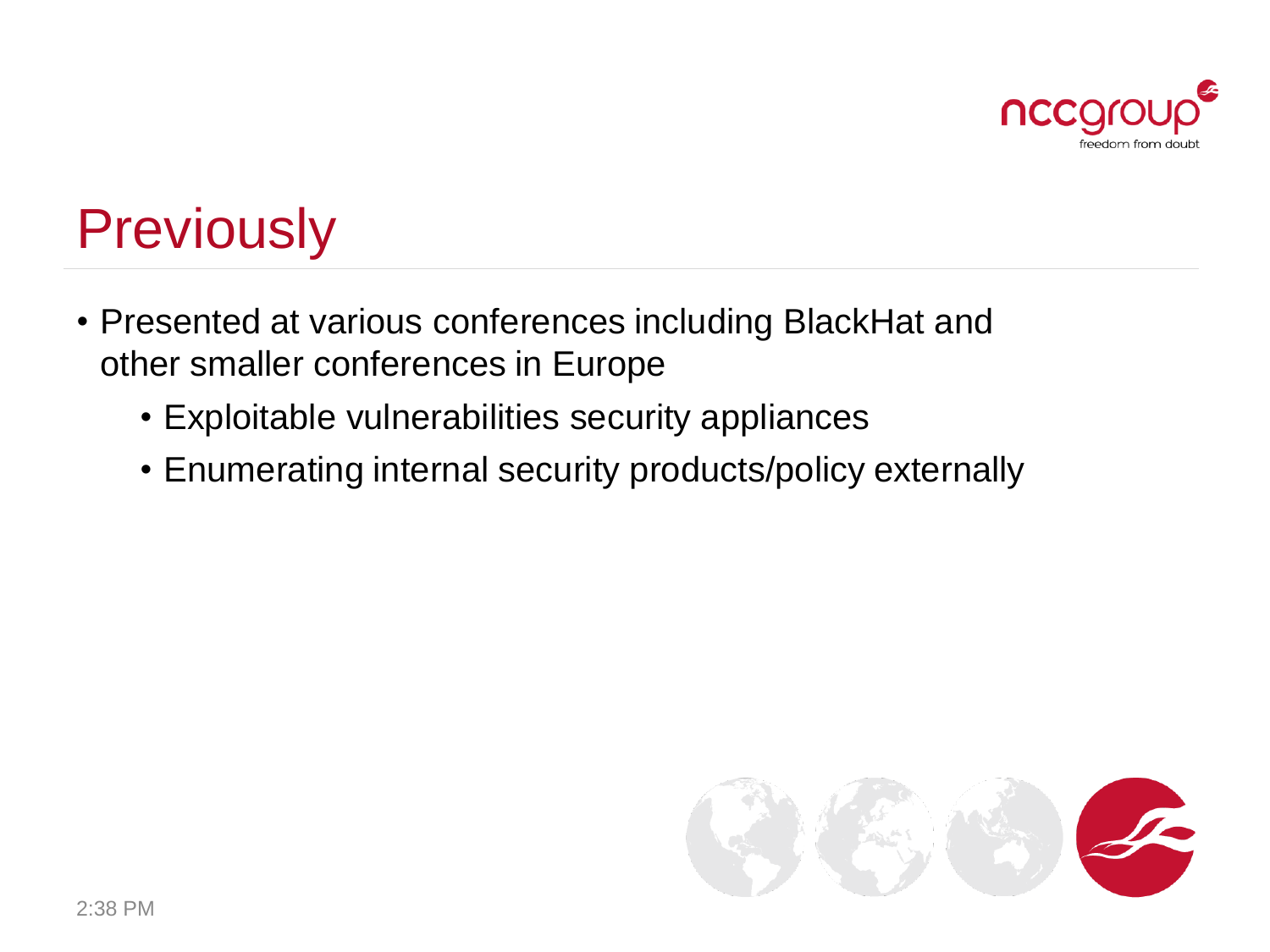# Previously

- Presented at various conferences including BlackHat and other smaller conferences in Europe
  - Exploitable vulnerabilities security appliances
  - Enumerating internal security products/policy externally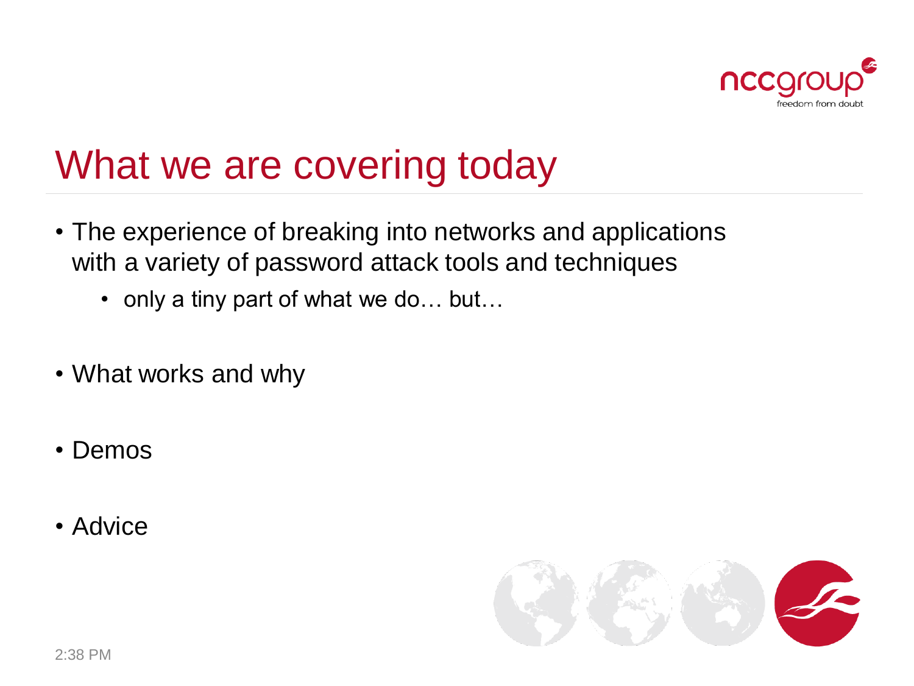# What we are covering today

- The experience of breaking into networks and applications with a variety of password attack tools and techniques
  - only a tiny part of what we do… but…
- What works and why
- Demos
- Advice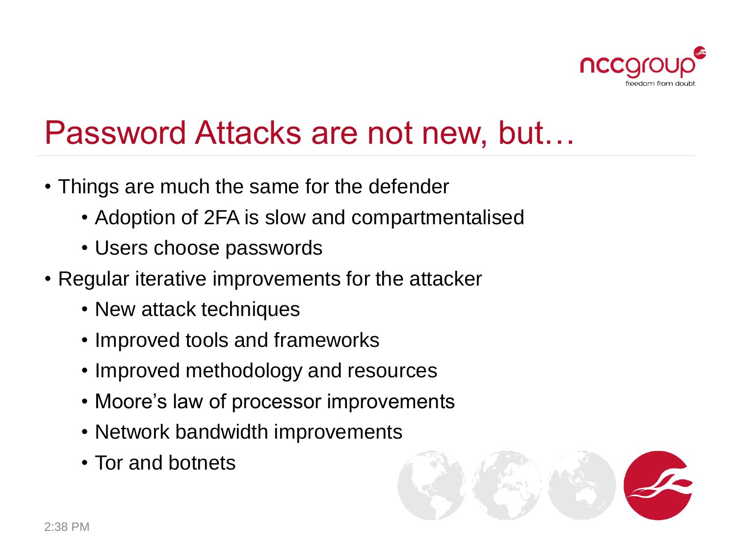# Password Attacks are not new, but…

- Things are much the same for the defender
  - Adoption of 2FA is slow and compartmentalised
  - Users choose passwords
- Regular iterative improvements for the attacker
  - New attack techniques
  - Improved tools and frameworks
  - Improved methodology and resources
  - Moore's law of processor improvements
  - Network bandwidth improvements
  - Tor and botnets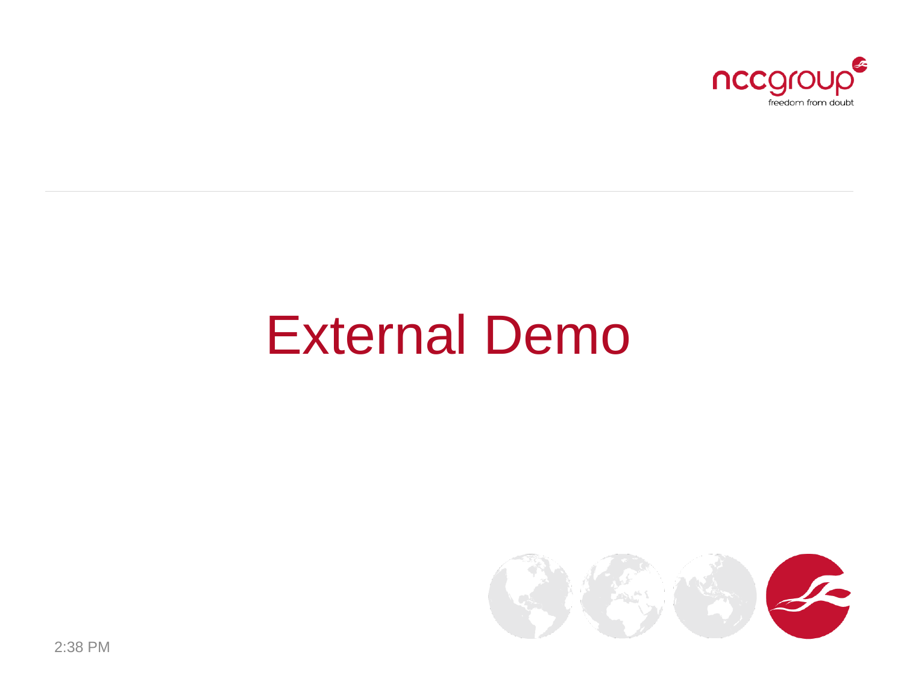# External Demo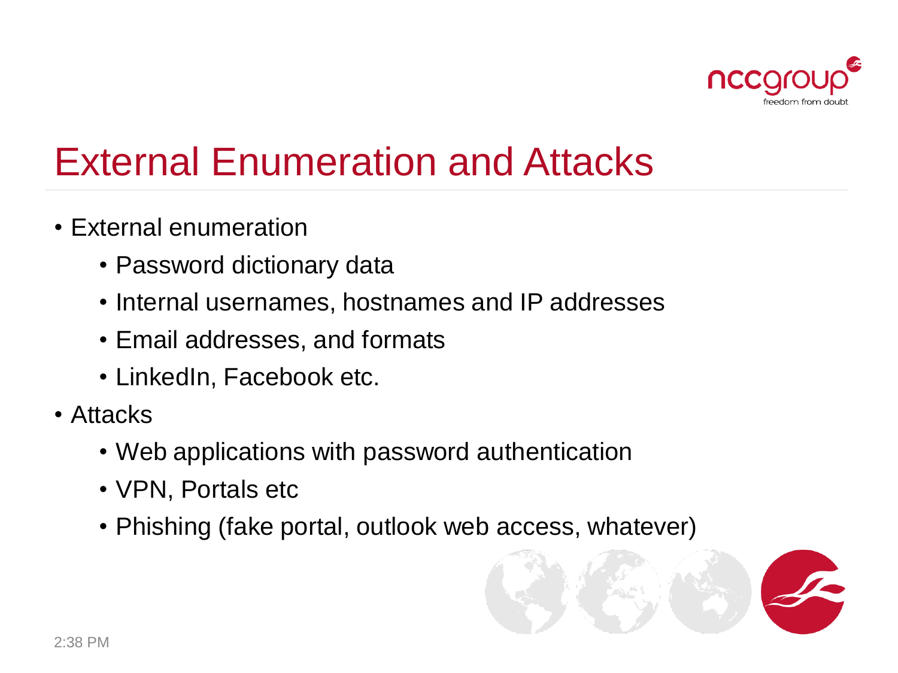# External Enumeration and Attacks

- External enumeration
  - Password dictionary data
  - Internal usernames, hostnames and IP addresses
  - Email addresses, and formats
  - LinkedIn, Facebook etc.
- Attacks
  - Web applications with password authentication
  - VPN, Portals etc
  - Phishing (fake portal, outlook web access, whatever)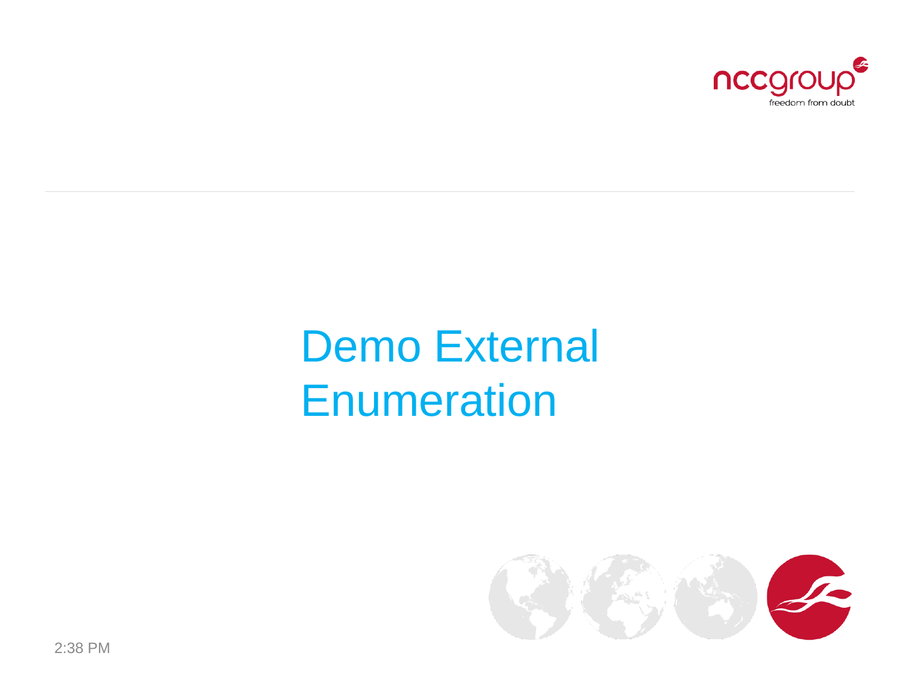# Demo External Enumeration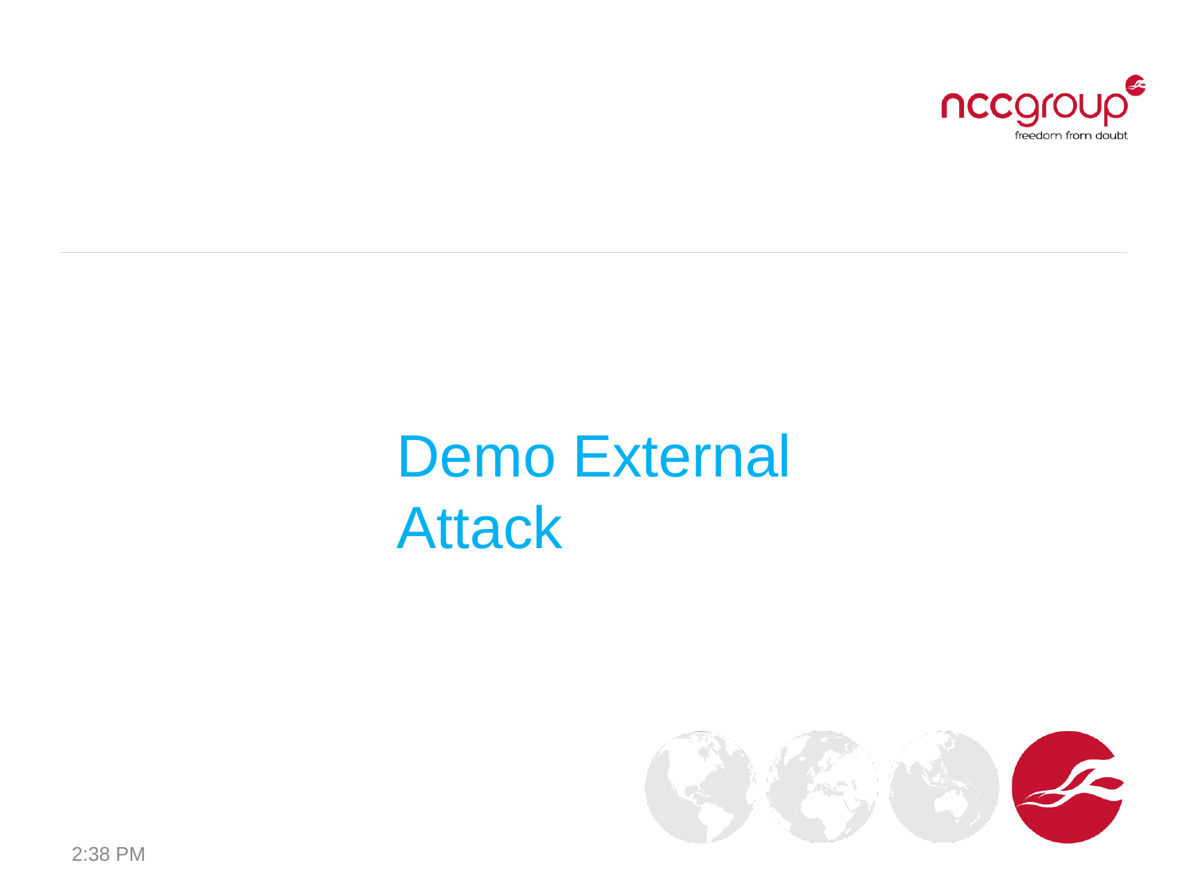# Demo External Attack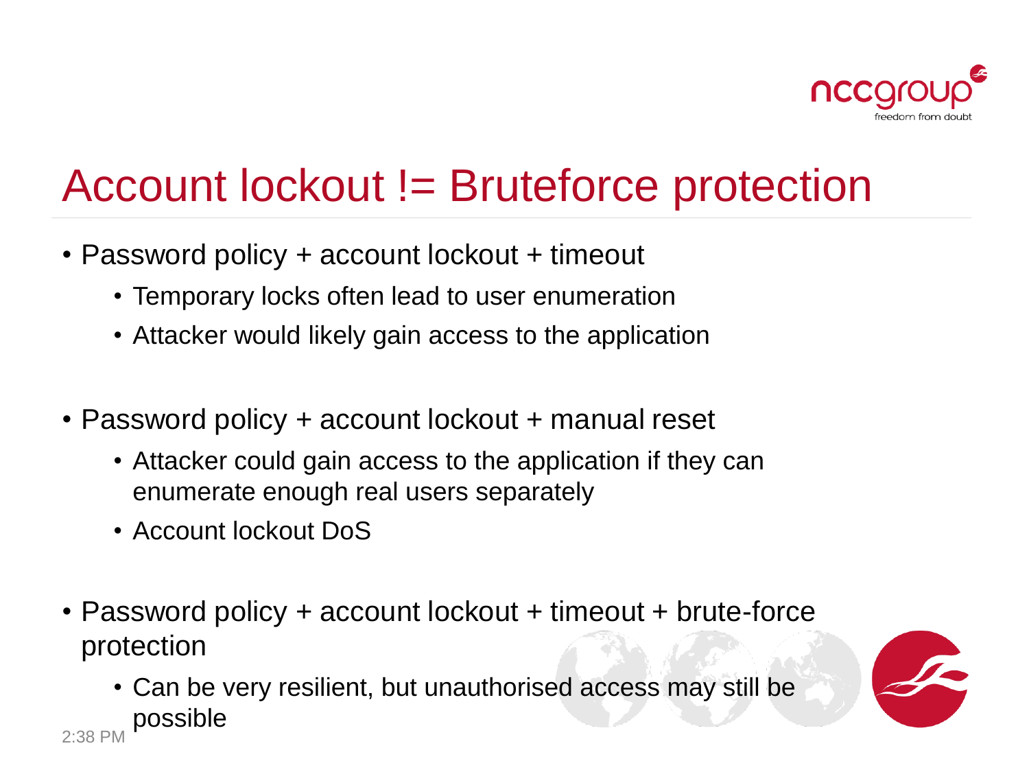# Account lockout != Bruteforce protection

- Password policy + account lockout + timeout
  - Temporary locks often lead to user enumeration
  - Attacker would likely gain access to the application

- Password policy + account lockout + manual reset
  - Attacker could gain access to the application if they can enumerate enough real users separately
  - Account lockout DoS

- Password policy + account lockout + timeout + brute-force protection
  - Can be very resilient, but unauthorised access may still be possible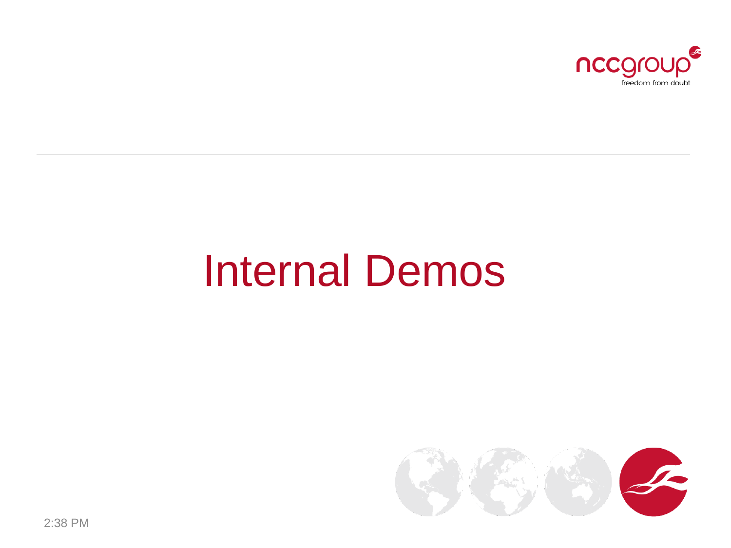# Internal Demos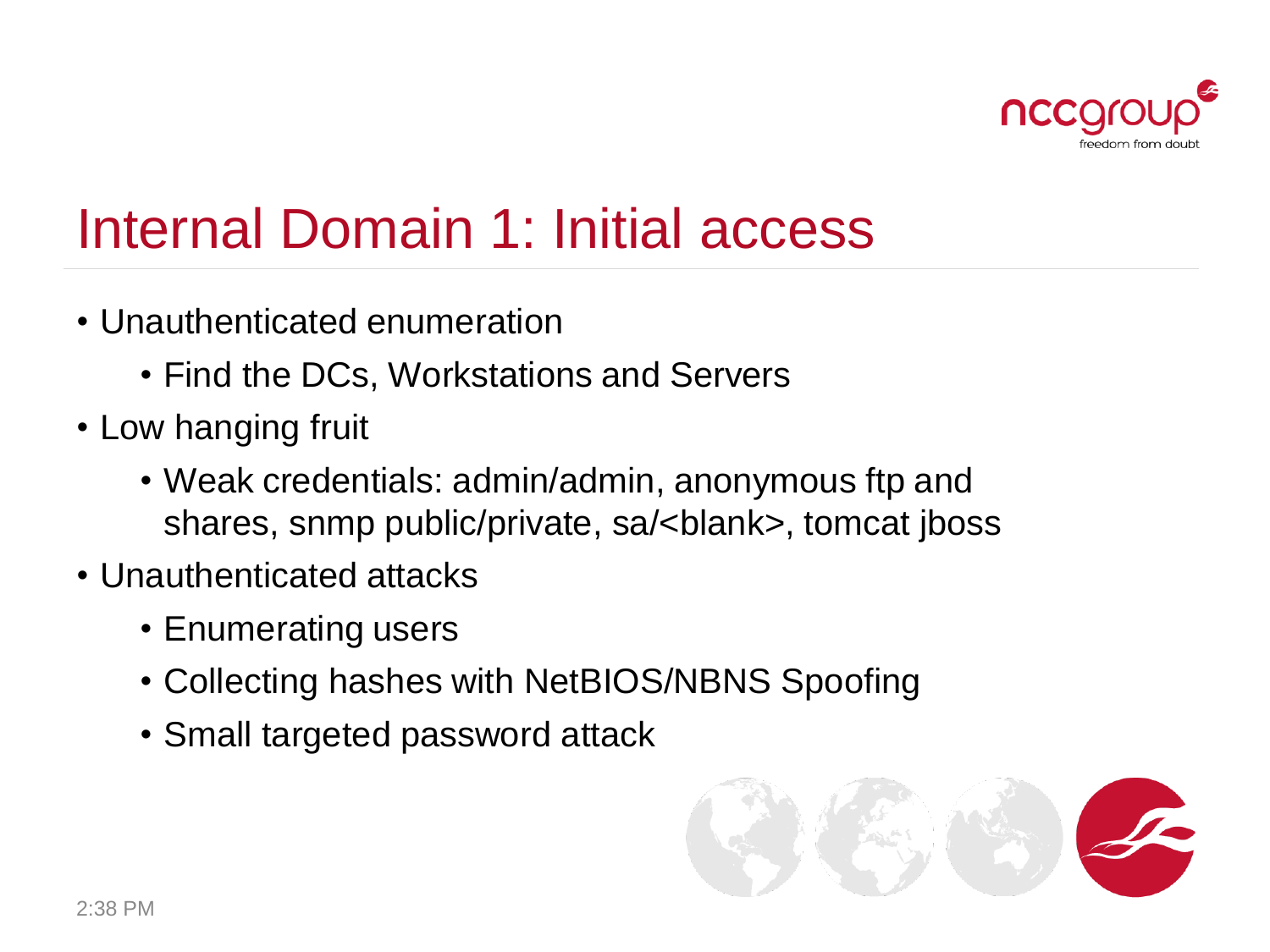# Internal Domain 1: Initial access

- Unauthenticated enumeration
  - Find the DCs, Workstations and Servers
- Low hanging fruit
  - Weak credentials: admin/admin, anonymous ftp and shares, snmp public/private, sa/<blank>, tomcat jboss
- Unauthenticated attacks
  - Enumerating users
  - Collecting hashes with NetBIOS/NBNS Spoofing
  - Small targeted password attack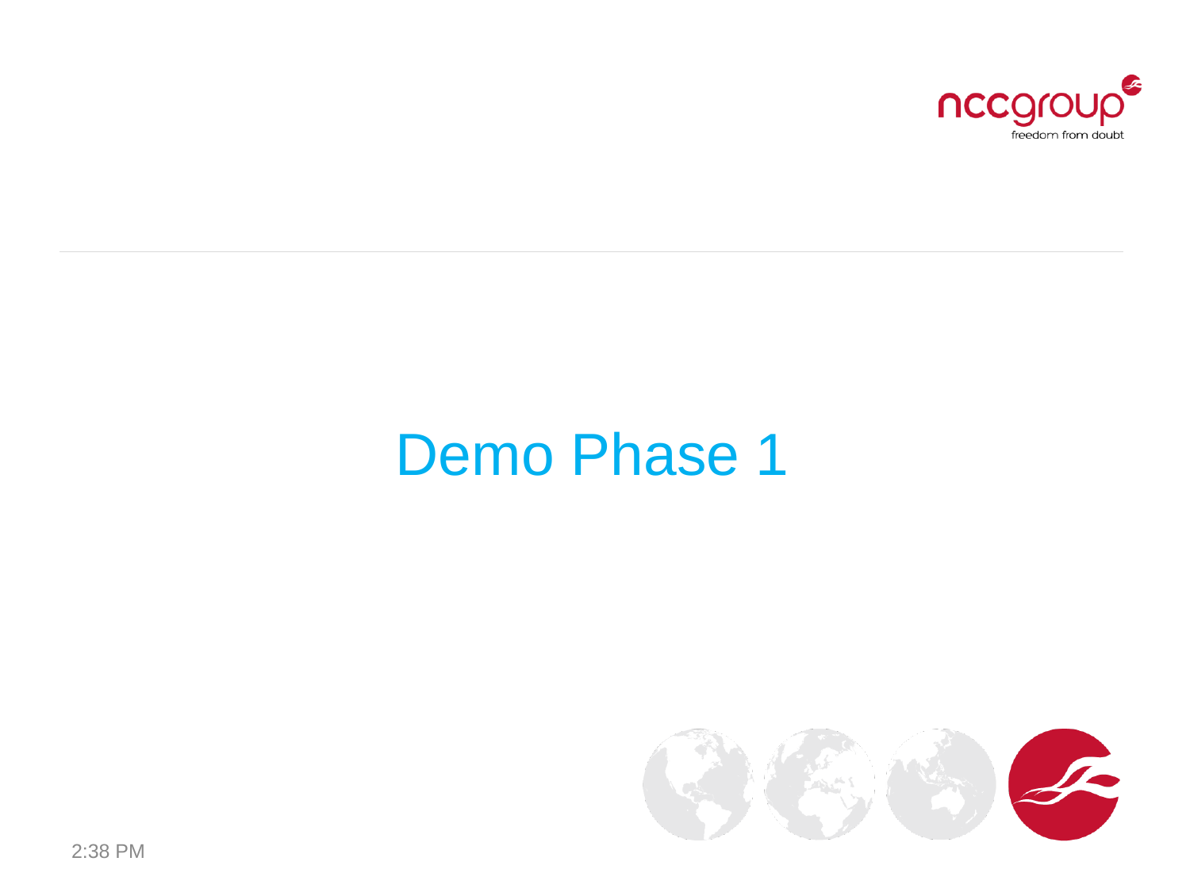# Demo Phase 1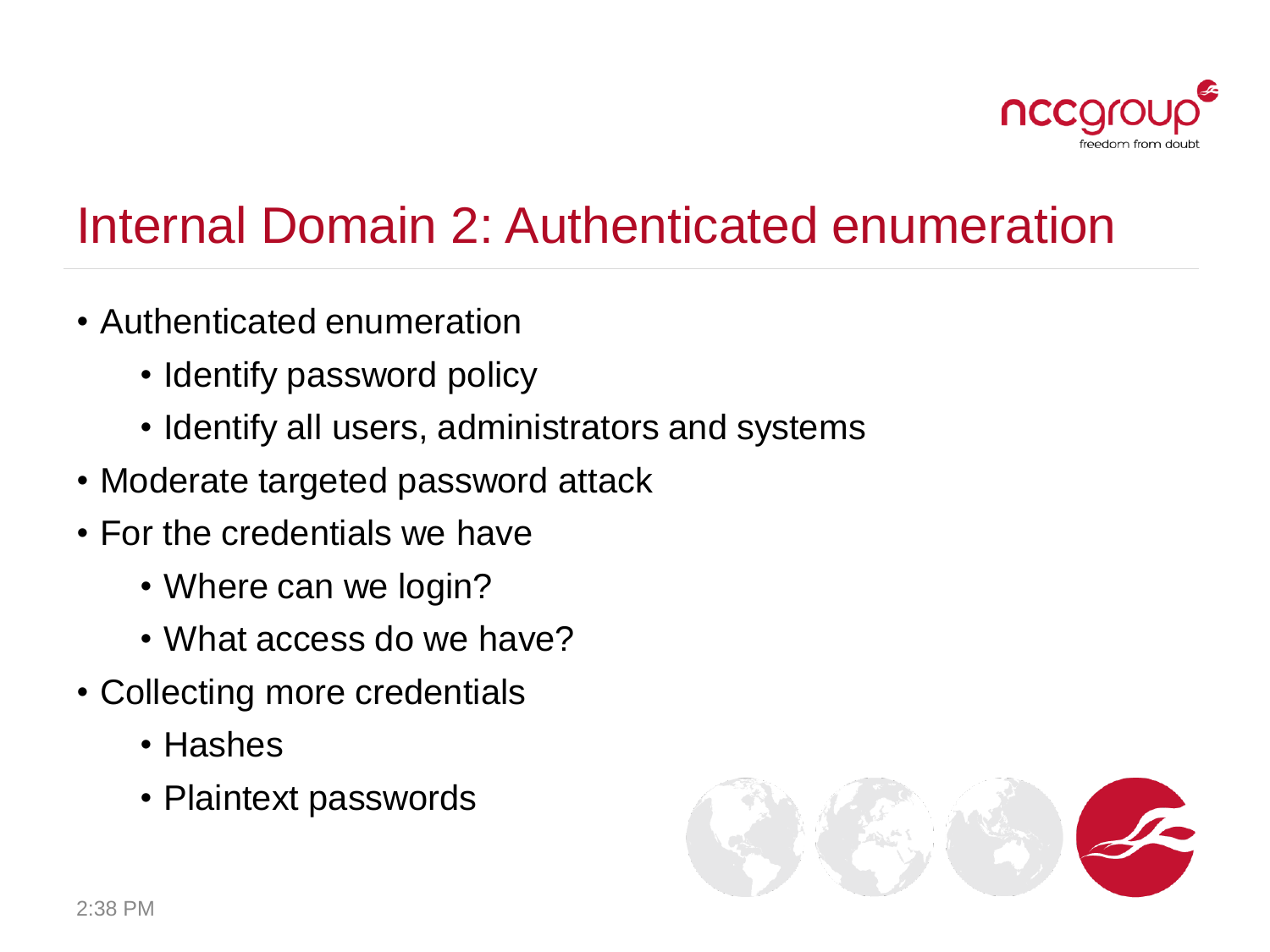# Internal Domain 2: Authenticated enumeration

- Authenticated enumeration
  - Identify password policy
  - Identify all users, administrators and systems
- Moderate targeted password attack
- For the credentials we have
  - Where can we login?
  - What access do we have?
- Collecting more credentials
  - Hashes
  - Plaintext passwords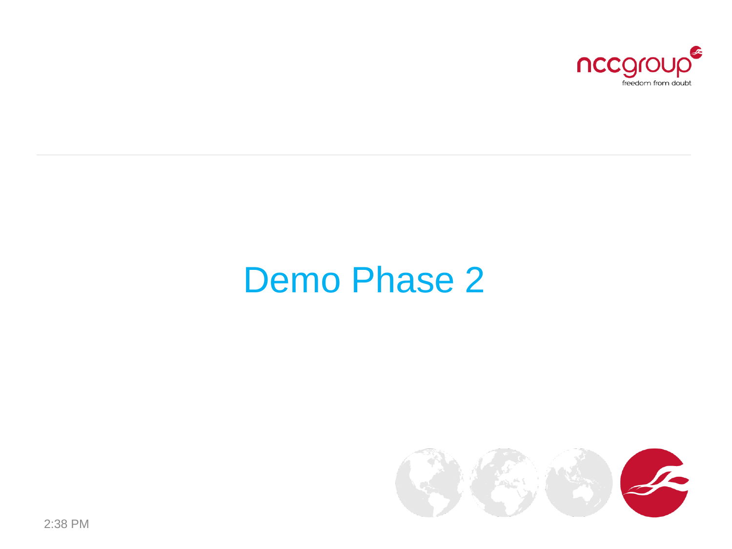# Demo Phase 2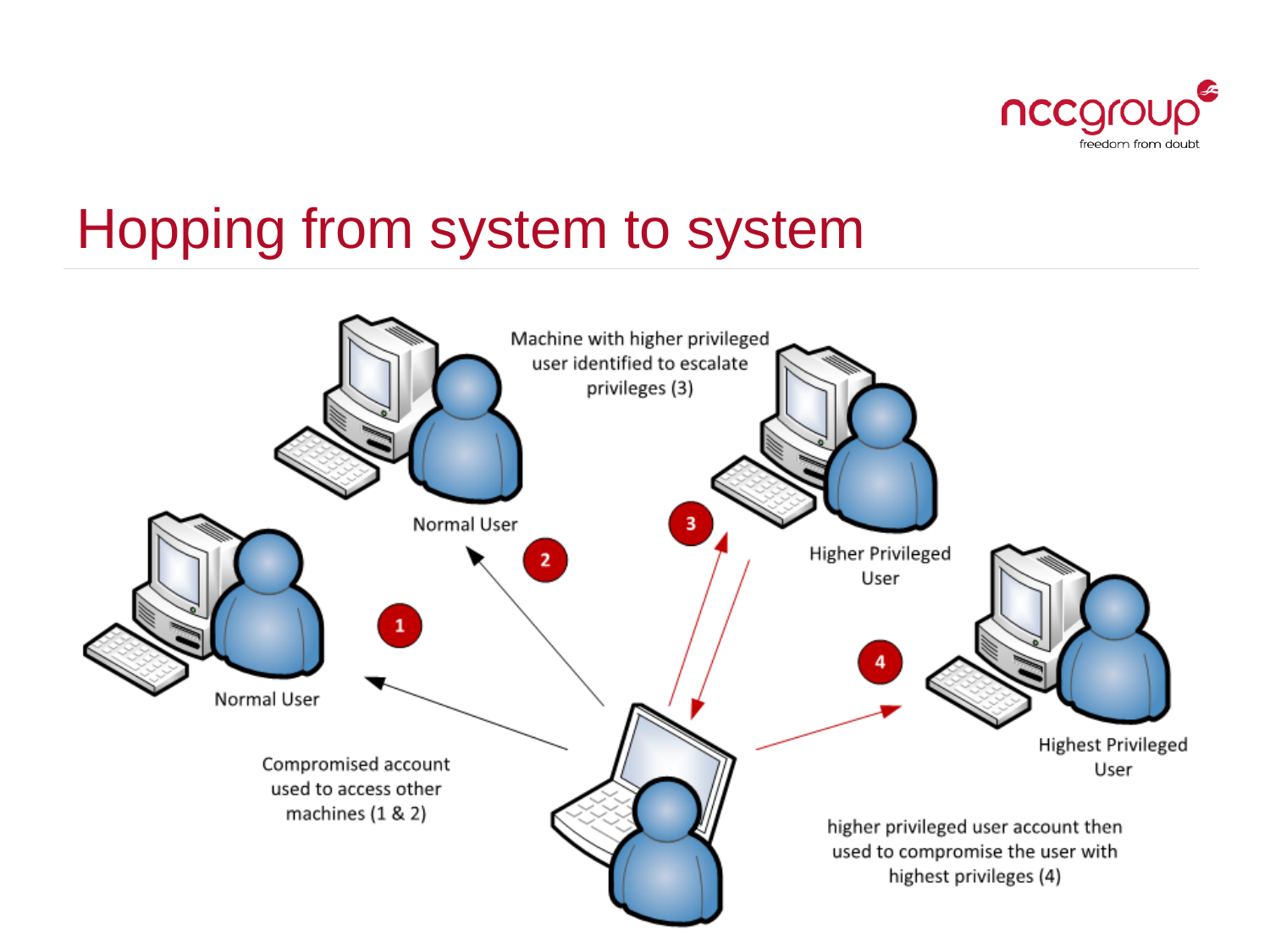# Hopping from system to system

Normal User

Normal User

Machine with higher privileged user identified to escalate privileges (3)

Higher Privileged User

Highest Privileged User

1

2

3

4

Compromised account used to access other machines (1 & 2)

higher privileged user account then used to compromise the user with highest privileges (4)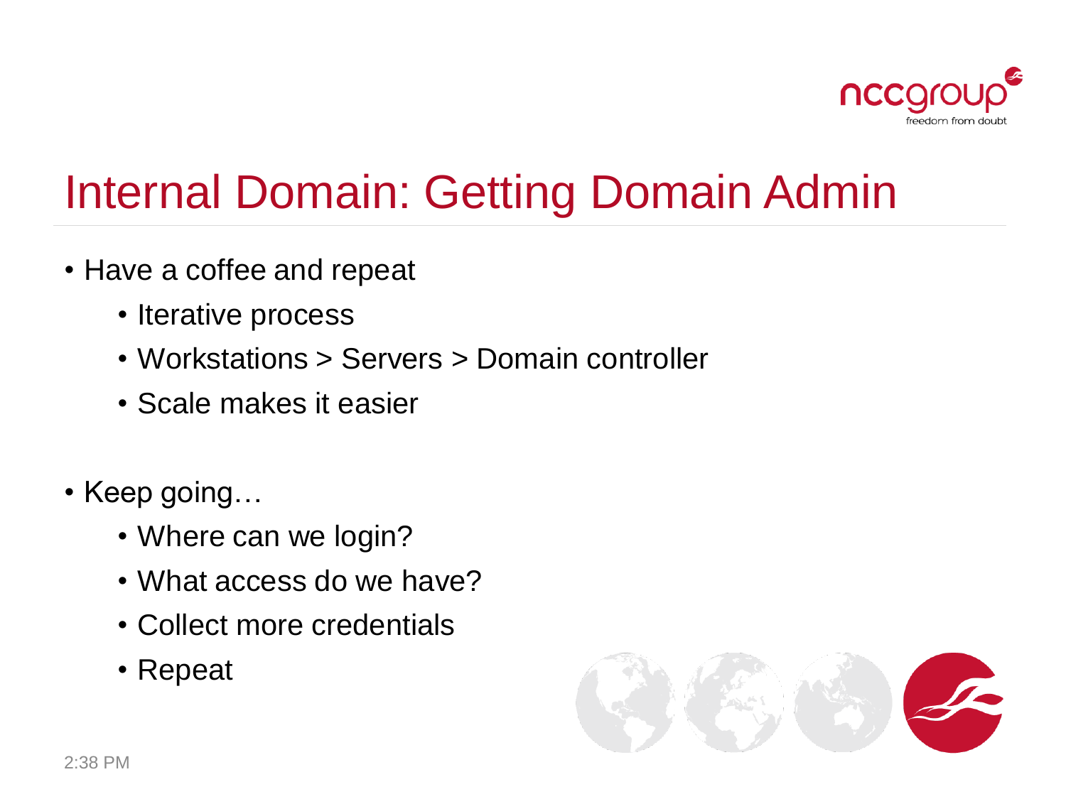# Internal Domain: Getting Domain Admin

- Have a coffee and repeat
  - Iterative process
  - Workstations > Servers > Domain controller
  - Scale makes it easier
- Keep going…
  - Where can we login?
  - What access do we have?
  - Collect more credentials
  - Repeat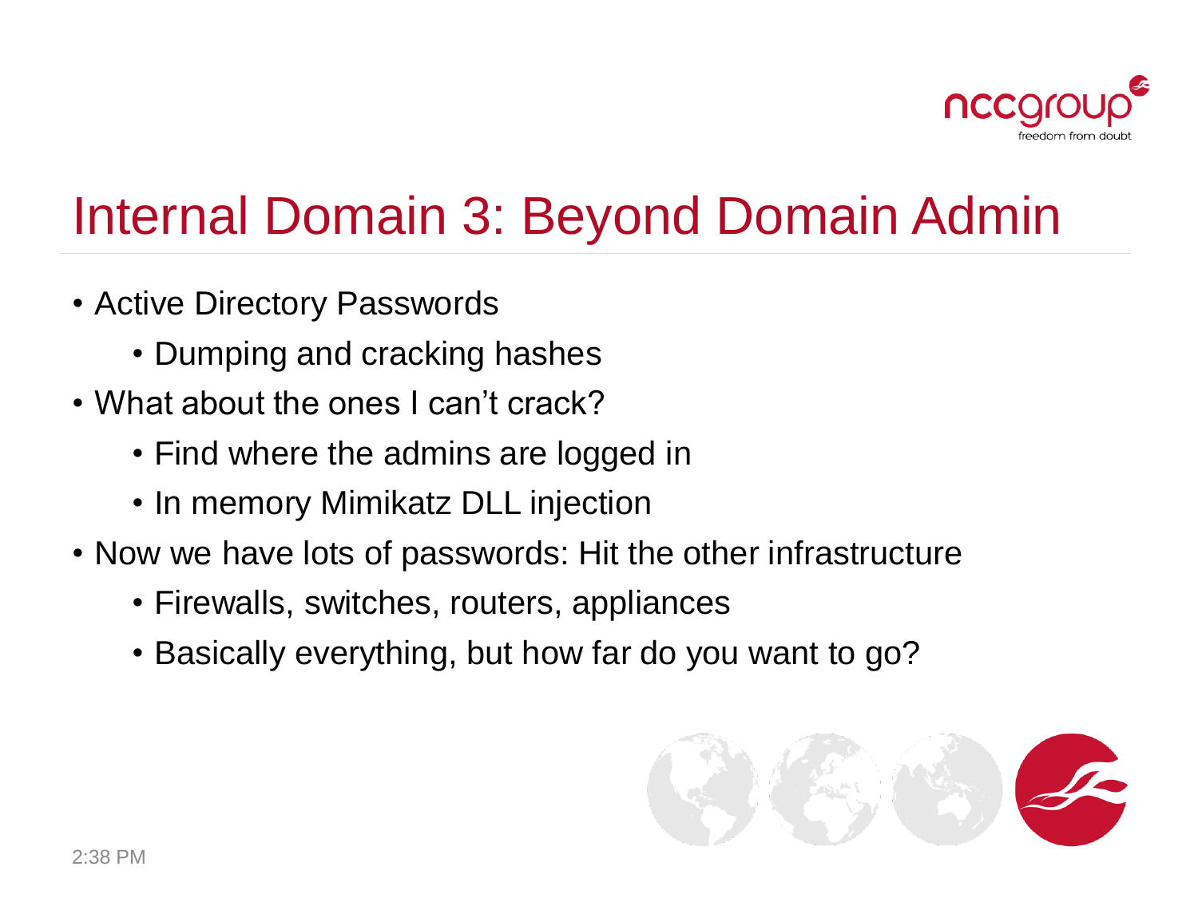# Internal Domain 3: Beyond Domain Admin

- Active Directory Passwords
  - Dumping and cracking hashes
- What about the ones I can't crack?
  - Find where the admins are logged in
  - In memory Mimikatz DLL injection
- Now we have lots of passwords: Hit the other infrastructure
  - Firewalls, switches, routers, appliances
  - Basically everything, but how far do you want to go?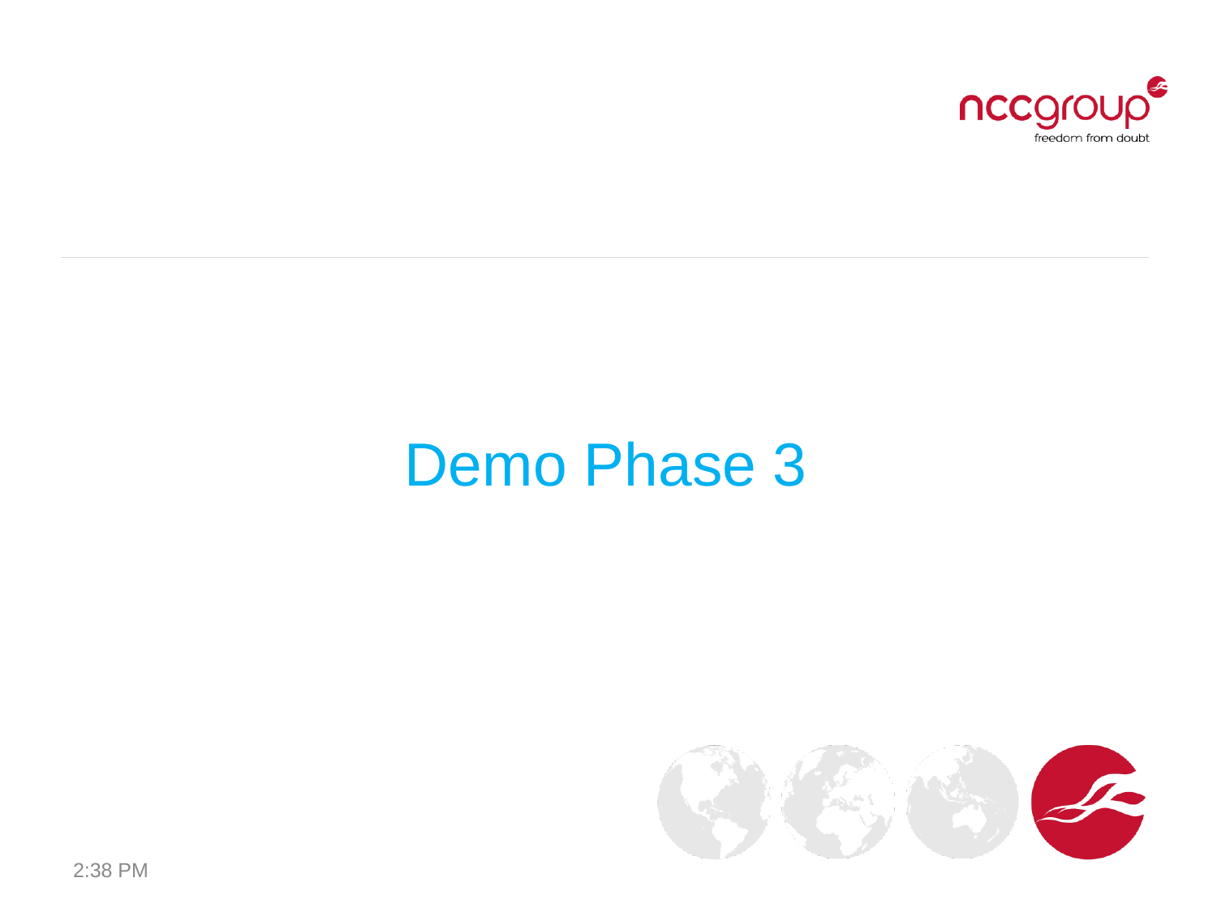# Demo Phase 3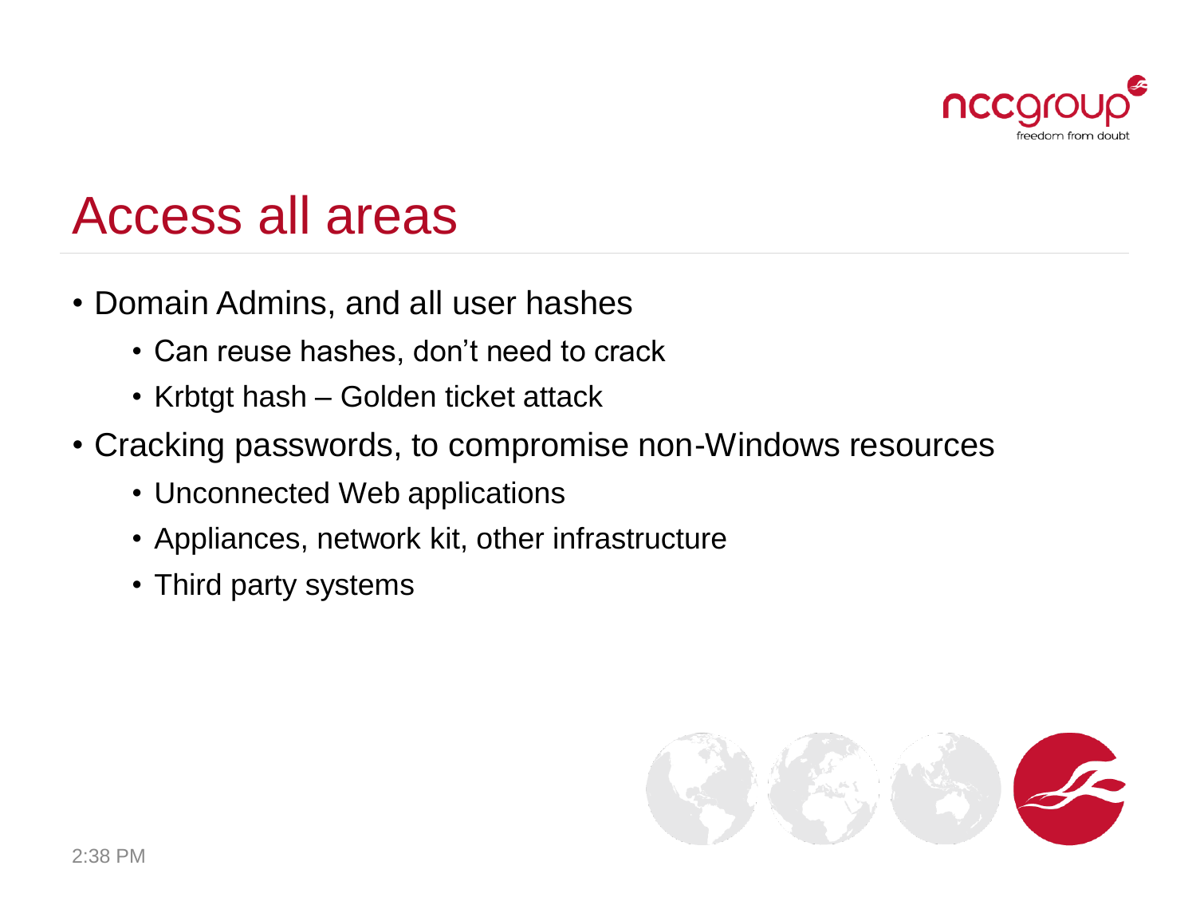# Access all areas

- Domain Admins, and all user hashes
  - Can reuse hashes, don't need to crack
  - Krbtgt hash – Golden ticket attack
- Cracking passwords, to compromise non-Windows resources
  - Unconnected Web applications
  - Appliances, network kit, other infrastructure
  - Third party systems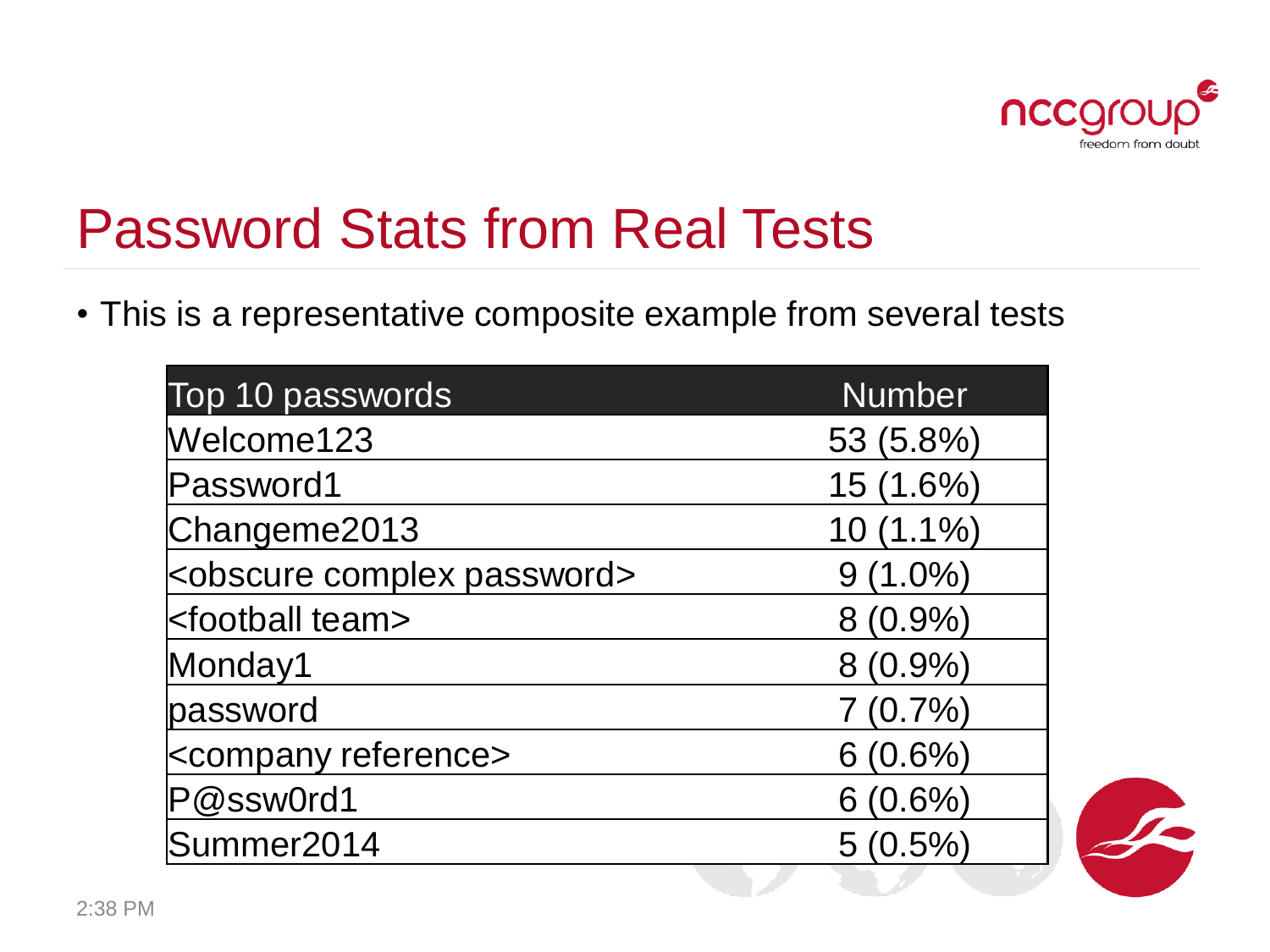# Password Stats from Real Tests

- This is a representative composite example from several tests

| Top 10 passwords | Number |
|---|---|
| Welcome123 | 53 (5.8%) |
| Password1 | 15 (1.6%) |
| Changeme2013 | 10 (1.1%) |
| <obscure complex password> | 9 (1.0%) |
| <football team> | 8 (0.9%) |
| Monday1 | 8 (0.9%) |
| password | 7 (0.7%) |
| <company reference> | 6 (0.6%) |
| P@ssw0rd1 | 6 (0.6%) |
| Summer2014 | 5 (0.5%) |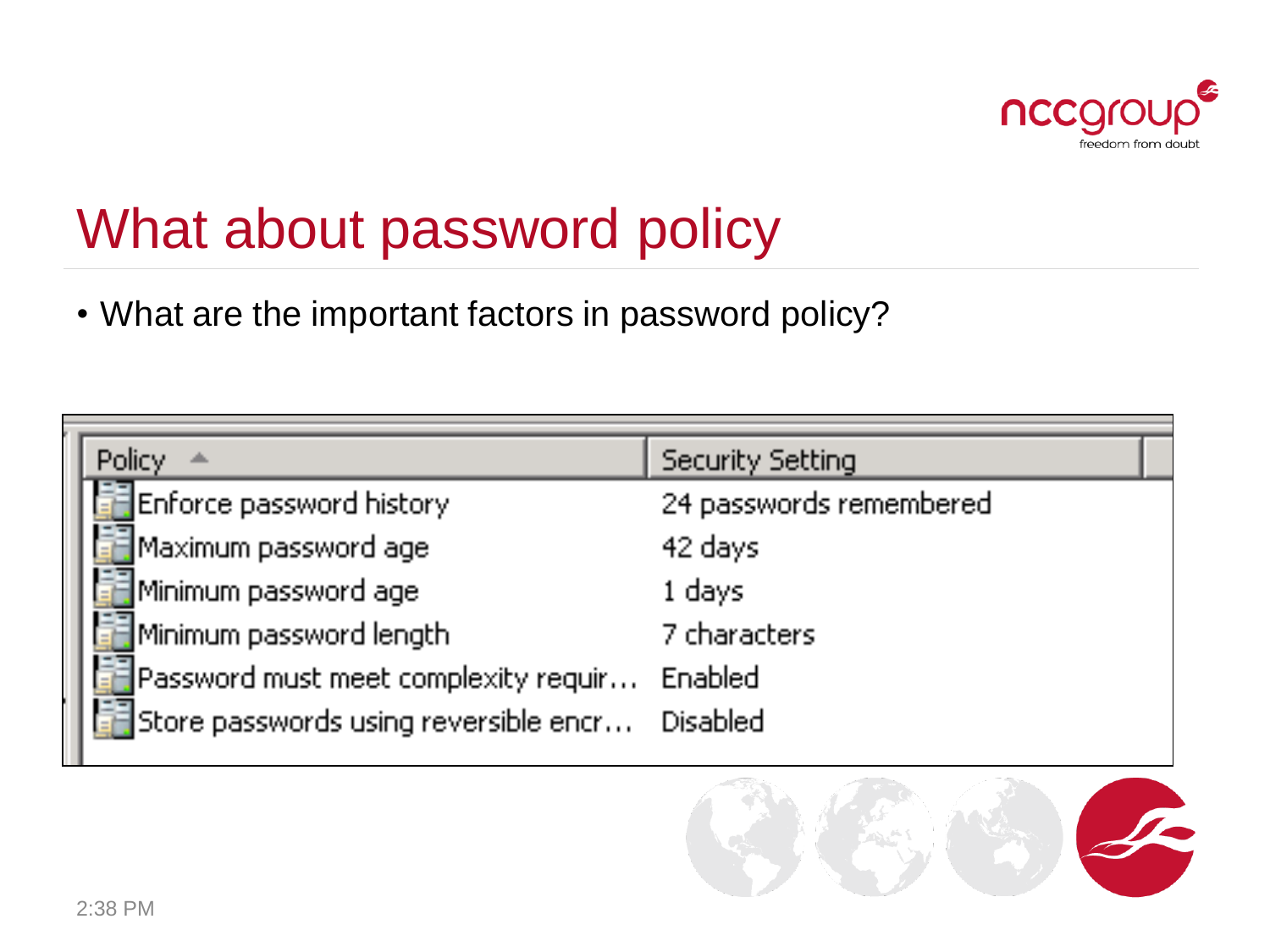# What about password policy

- What are the important factors in password policy?

| Policy | Security Setting |
| --- | --- |
| Enforce password history | 24 passwords remembered |
| Maximum password age | 42 days |
| Minimum password age | 1 days |
| Minimum password length | 7 characters |
| Password must meet complexity requir... | Enabled |
| Store passwords using reversible encr... | Disabled |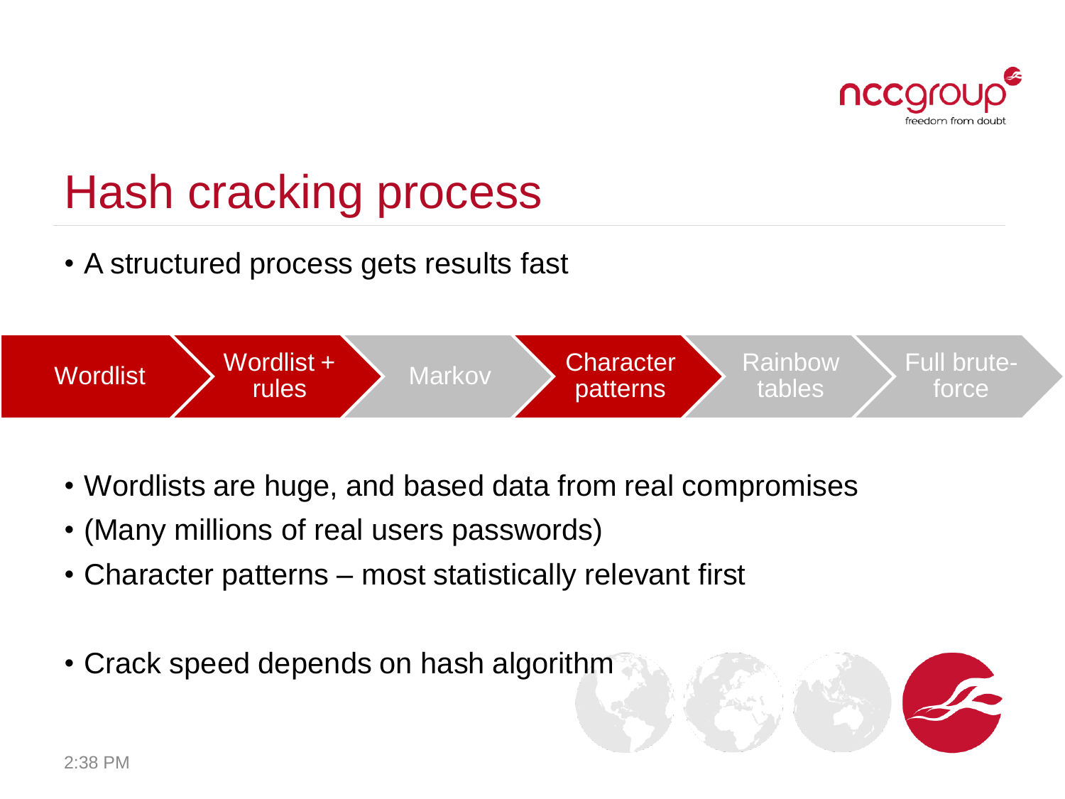# Hash cracking process

- A structured process gets results fast

Wordlist → Wordlist + rules → Markov → Character patterns → Rainbow tables → Full brute-force

- Wordlists are huge, and based data from real compromises
- (Many millions of real users passwords)
- Character patterns – most statistically relevant first
- Crack speed depends on hash algorithm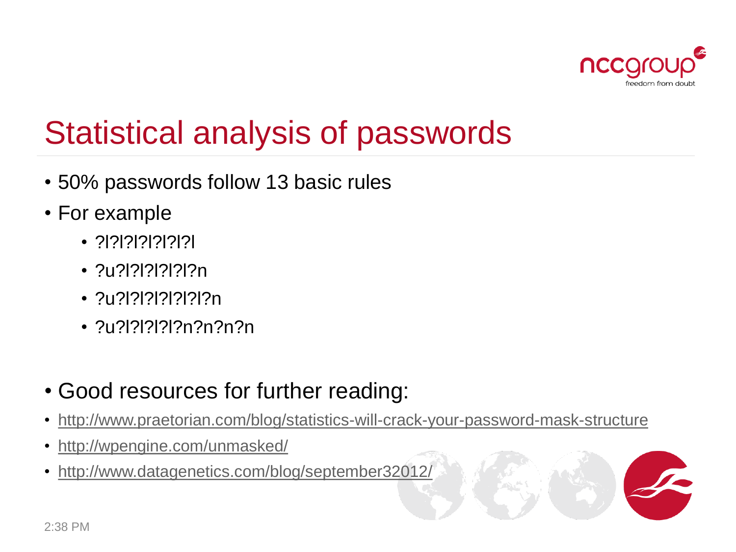# Statistical analysis of passwords

- 50% passwords follow 13 basic rules
- For example
  - ?l?l?l?l?l?l?l
  - ?u?l?l?l?l?l?n
  - ?u?l?l?l?l?l?l?n
  - ?u?l?l?l?l?n?n?n?n

- Good resources for further reading:
- http://www.praetorian.com/blog/statistics-will-crack-your-password-mask-structure
- http://wpengine.com/unmasked/
- http://www.datagenetics.com/blog/september32012/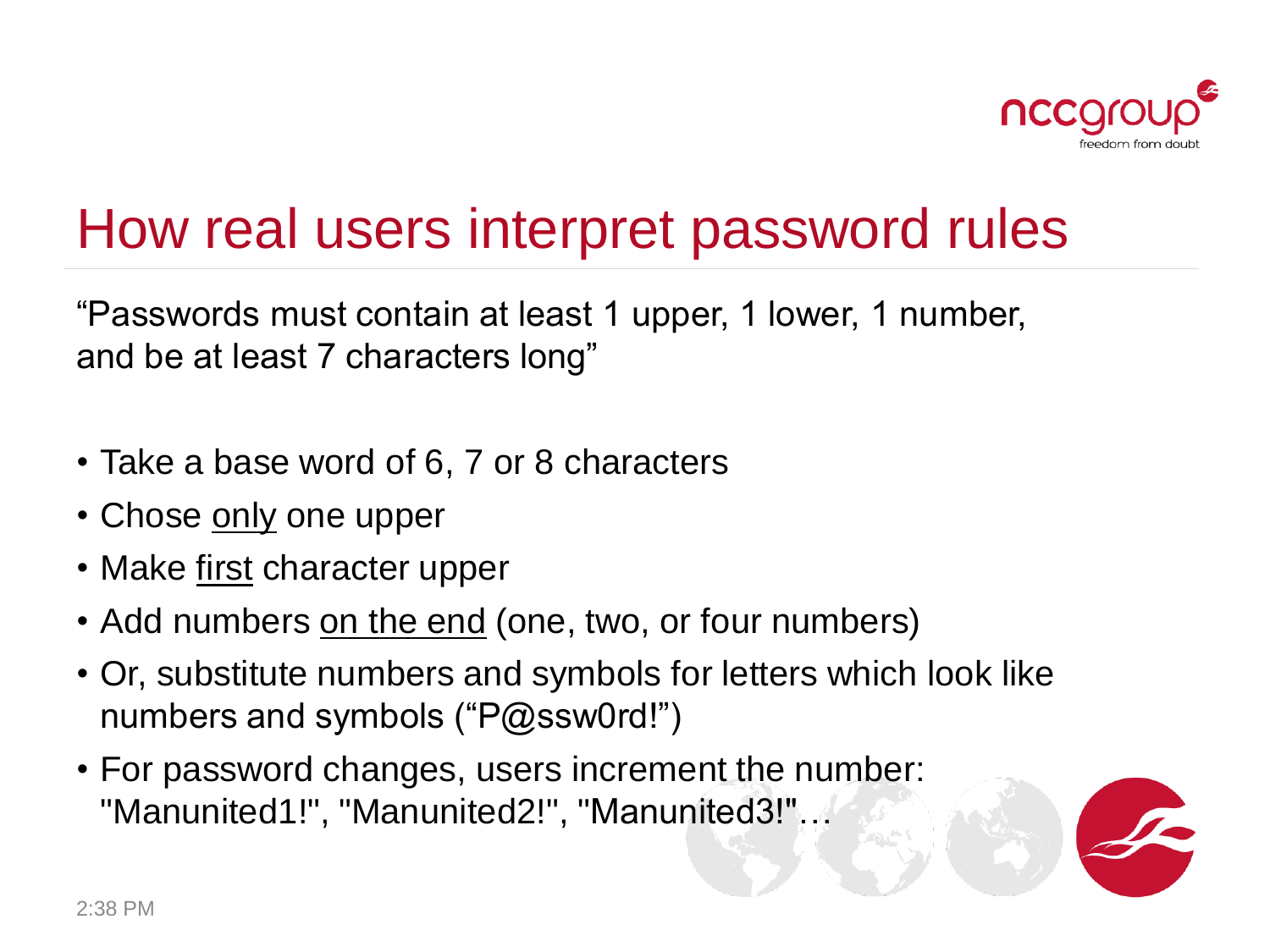# How real users interpret password rules

"Passwords must contain at least 1 upper, 1 lower, 1 number, and be at least 7 characters long"

- Take a base word of 6, 7 or 8 characters
- Chose <u>only</u> one upper
- Make <u>first</u> character upper
- Add numbers <u>on the end</u> (one, two, or four numbers)
- Or, substitute numbers and symbols for letters which look like numbers and symbols ("P@ssw0rd!")
- For password changes, users increment the number: "Manunited1!", "Manunited2!", "Manunited3!"…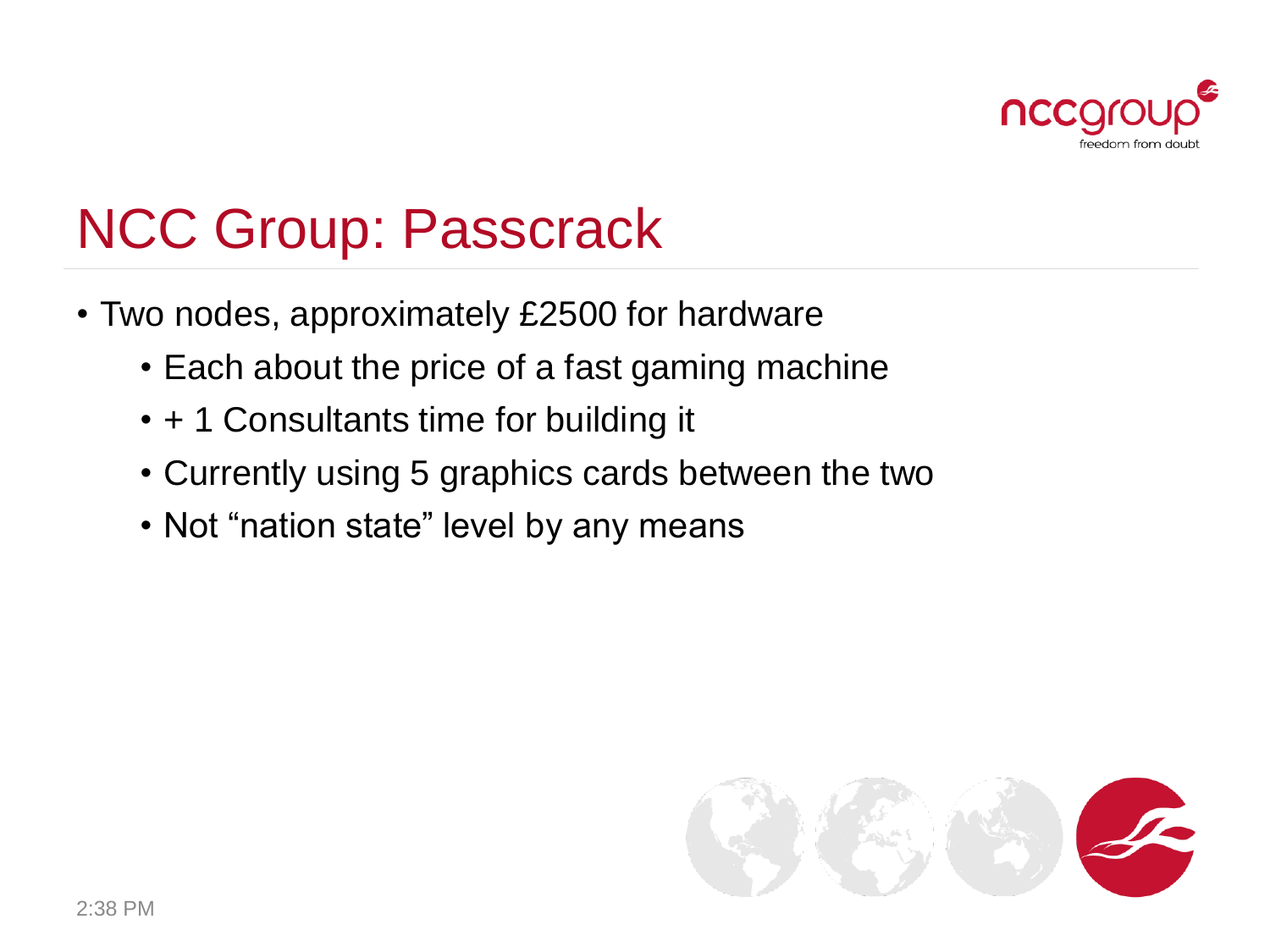# NCC Group: Passcrack

- Two nodes, approximately £2500 for hardware
  - Each about the price of a fast gaming machine
  - + 1 Consultants time for building it
  - Currently using 5 graphics cards between the two
  - Not “nation state” level by any means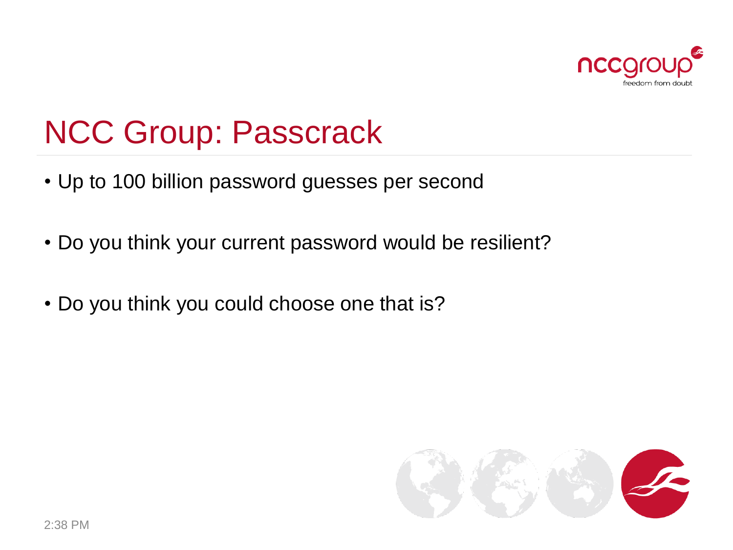# NCC Group: Passcrack

- Up to 100 billion password guesses per second
- Do you think your current password would be resilient?
- Do you think you could choose one that is?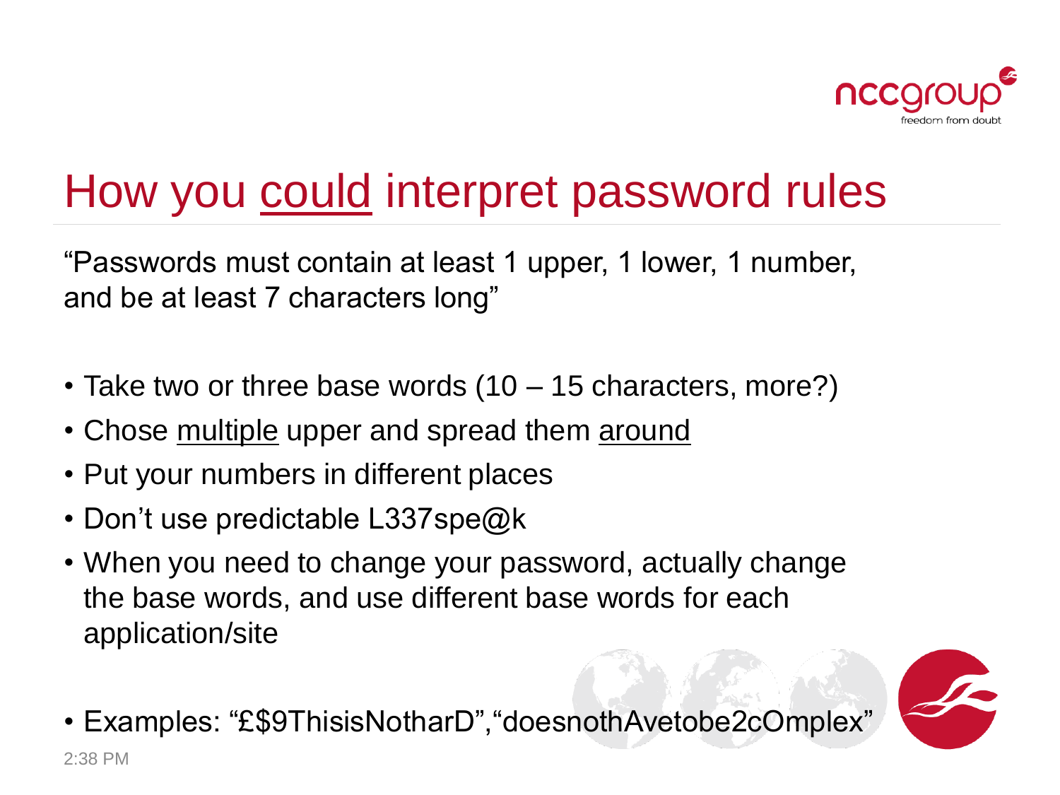# How you could interpret password rules

"Passwords must contain at least 1 upper, 1 lower, 1 number, and be at least 7 characters long"

- Take two or three base words (10 – 15 characters, more?)
- Chose multiple upper and spread them around
- Put your numbers in different places
- Don't use predictable L337spe@k
- When you need to change your password, actually change the base words, and use different base words for each application/site
- Examples: "£$9ThisisNotharD","doesnothAvetobe2cOmplex"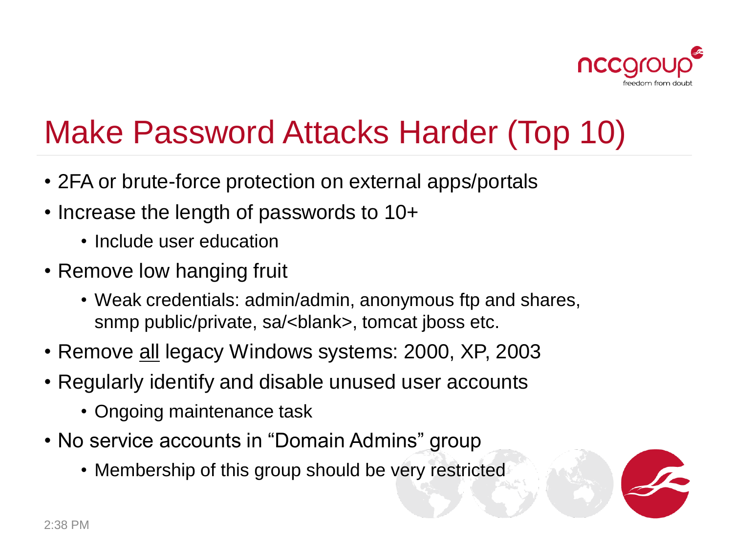# Make Password Attacks Harder (Top 10)

- 2FA or brute-force protection on external apps/portals
- Increase the length of passwords to 10+
  - Include user education
- Remove low hanging fruit
  - Weak credentials: admin/admin, anonymous ftp and shares, snmp public/private, sa/<blank>, tomcat jboss etc.
- Remove <u>all</u> legacy Windows systems: 2000, XP, 2003
- Regularly identify and disable unused user accounts
  - Ongoing maintenance task
- No service accounts in “Domain Admins” group
  - Membership of this group should be very restricted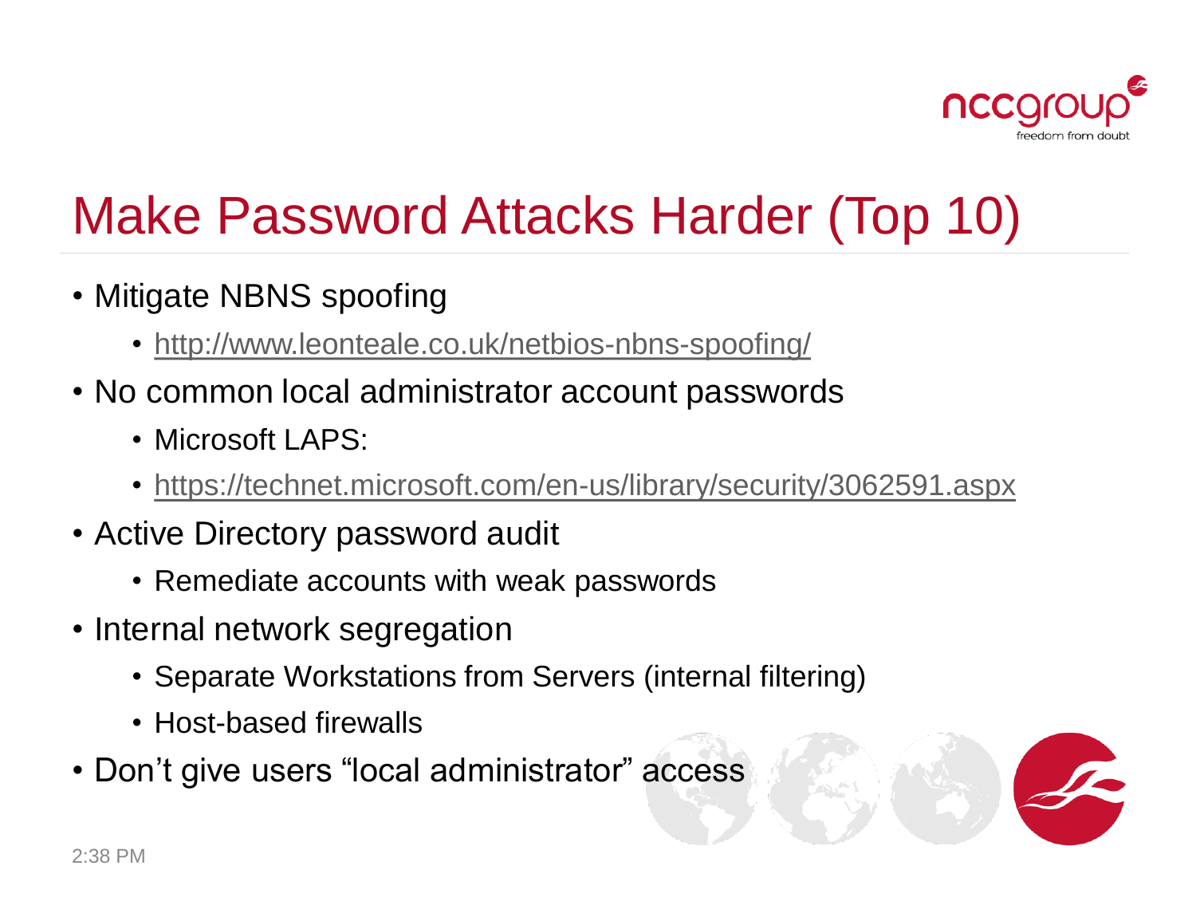# Make Password Attacks Harder (Top 10)

- Mitigate NBNS spoofing
  - http://www.leonteale.co.uk/netbios-nbns-spoofing/
- No common local administrator account passwords
  - Microsoft LAPS:
  - https://technet.microsoft.com/en-us/library/security/3062591.aspx
- Active Directory password audit
  - Remediate accounts with weak passwords
- Internal network segregation
  - Separate Workstations from Servers (internal filtering)
  - Host-based firewalls
- Don't give users "local administrator" access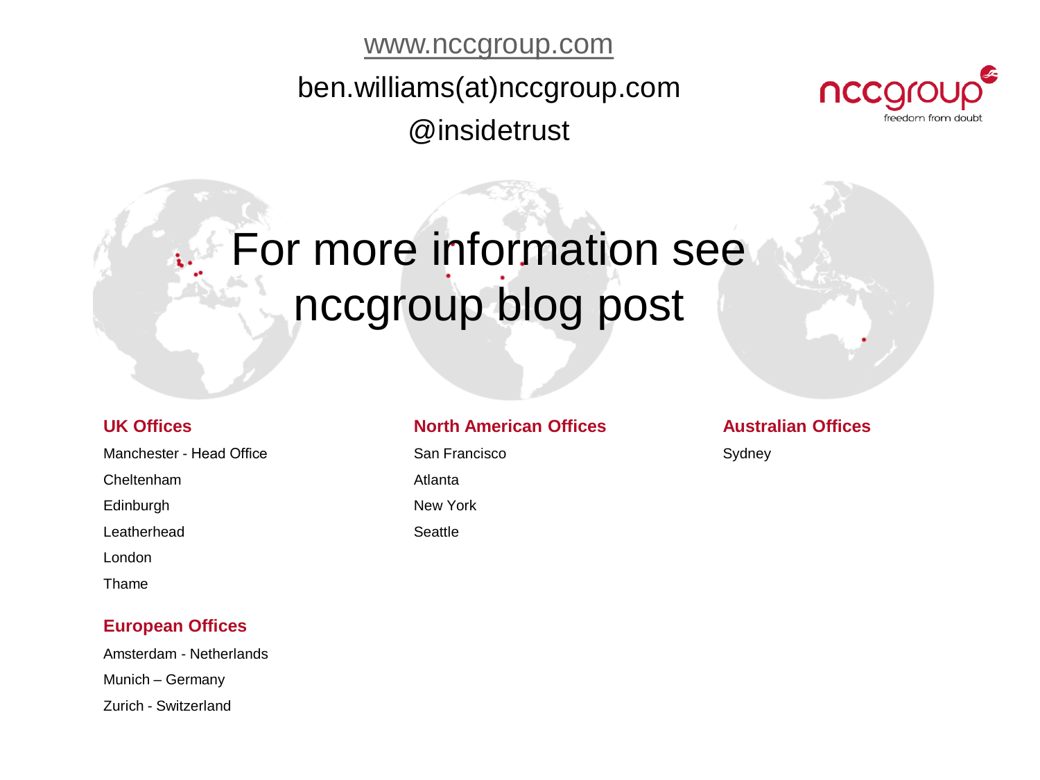www.nccgroup.com

ben.williams(at)nccgroup.com

@insidetrust

nccgroup
freedom from doubt

# For more information see nccgroup blog post

**UK Offices**

Manchester - Head Office

Cheltenham

Edinburgh

Leatherhead

London

Thame

**European Offices**

Amsterdam - Netherlands

Munich – Germany

Zurich - Switzerland

**North American Offices**

San Francisco

Atlanta

New York

Seattle

**Australian Offices**

Sydney